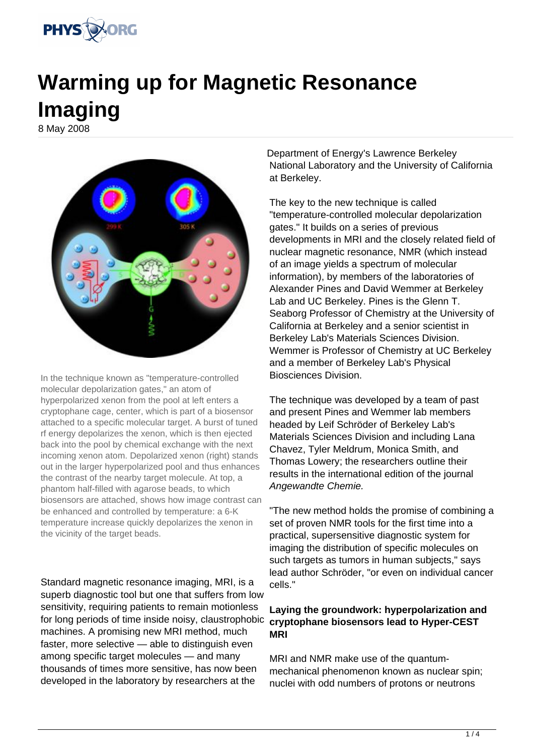# Warming up for Magnetic Resonance Imaging

8 May 2008

In the technique known as "temperature-controlled molecular depolarization gates," an atom of hyperpolarized xenon from the pool at left enters a cryptophane cage, center, which is part of a biosensor attached to a specific molecular target. A burst of tuned rf energy depolarizes the xenon, which is then ejected back into the pool by chemical exchange with the next incoming xenon atom. Depolarized xenon (right) stands out in the larger hyperpolarized pool and thus enhances the contrast of the nearby target molecule. At top, a phantom half-filled with agarose beads, to which biosensors are attached, shows how image contrast can be enhanced and controlled by temperature: a 6-K temperature increase quickly depolarizes the xenon in the vicinity of the target beads.

Standard magnetic resonance imaging, MRI, is a superb diagnostic tool but one that suffers from low sensitivity, requiring patients to remain motionless for long periods of time inside noisy, claustrophobic machines. A promising new MRI method, much faster, more selective — able to distinguish even among specific target molecules — and many thousands of times more sensitive, has now been developed in the laboratory by researchers at the Department of Energy's Lawrence Berkeley National Laboratory and the University of California at Berkeley.

The key to the new technique is called "temperature-controlled molecular depolarization gates." It builds on a series of previous developments in MRI and the closely related field of nuclear magnetic resonance, NMR (which instead of an image yields a spectrum of molecular information), by members of the laboratories of Alexander Pines and David Wemmer at Berkeley Lab and UC Berkeley. Pines is the Glenn T. Seaborg Professor of Chemistry at the University of California at Berkeley and a senior scientist in Berkeley Lab's Materials Sciences Division. Wemmer is Professor of Chemistry at UC Berkeley and a member of Berkeley Lab's Physical Biosciences Division.

The technique was developed by a team of past and present Pines and Wemmer lab members headed by Leif Schröder of Berkeley Lab's Materials Sciences Division and including Lana Chavez, Tyler Meldrum, Monica Smith, and Thomas Lowery; the researchers outline their results in the international edition of the journal *Angewandte Chemie.*

"The new method holds the promise of combining a set of proven NMR tools for the first time into a practical, supersensitive diagnostic system for imaging the distribution of specific molecules on such targets as tumors in human subjects," says lead author Schröder, "or even on individual cancer cells."

**Laying the groundwork: hyperpolarization and cryptophane biosensors lead to Hyper-CEST MRI**

MRI and NMR make use of the quantum-mechanical phenomenon known as nuclear spin; nuclei with odd numbers of protons or neutrons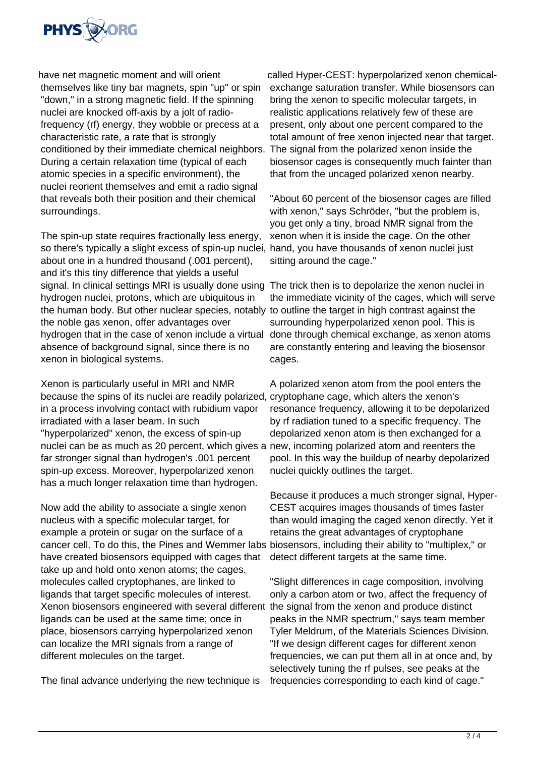have net magnetic moment and will orient themselves like tiny bar magnets, spin "up" or spin "down," in a strong magnetic field. If the spinning nuclei are knocked off-axis by a jolt of radio-frequency (rf) energy, they wobble or precess at a characteristic rate, a rate that is strongly conditioned by their immediate chemical neighbors. During a certain relaxation time (typical of each atomic species in a specific environment), the nuclei reorient themselves and emit a radio signal that reveals both their position and their chemical surroundings.

The spin-up state requires fractionally less energy, so there's typically a slight excess of spin-up nuclei, about one in a hundred thousand (.001 percent), and it's this tiny difference that yields a useful signal. In clinical settings MRI is usually done using hydrogen nuclei, protons, which are ubiquitous in the human body. But other nuclear species, notably the noble gas xenon, offer advantages over hydrogen that in the case of xenon include a virtual absence of background signal, since there is no xenon in biological systems.

Xenon is particularly useful in MRI and NMR because the spins of its nuclei are readily polarized, in a process involving contact with rubidium vapor irradiated with a laser beam. In such "hyperpolarized" xenon, the excess of spin-up nuclei can be as much as 20 percent, which gives a far stronger signal than hydrogen's .001 percent spin-up excess. Moreover, hyperpolarized xenon has a much longer relaxation time than hydrogen.

Now add the ability to associate a single xenon nucleus with a specific molecular target, for example a protein or sugar on the surface of a cancer cell. To do this, the Pines and Wemmer labs have created biosensors equipped with cages that take up and hold onto xenon atoms; the cages, molecules called cryptophanes, are linked to ligands that target specific molecules of interest. Xenon biosensors engineered with several different ligands can be used at the same time; once in place, biosensors carrying hyperpolarized xenon can localize the MRI signals from a range of different molecules on the target.

The final advance underlying the new technique is called Hyper-CEST: hyperpolarized xenon chemical-exchange saturation transfer. While biosensors can bring the xenon to specific molecular targets, in realistic applications relatively few of these are present, only about one percent compared to the total amount of free xenon injected near that target. The signal from the polarized xenon inside the biosensor cages is consequently much fainter than that from the uncaged polarized xenon nearby.

"About 60 percent of the biosensor cages are filled with xenon," says Schröder, "but the problem is, you get only a tiny, broad NMR signal from the xenon when it is inside the cage. On the other hand, you have thousands of xenon nuclei just sitting around the cage."

The trick then is to depolarize the xenon nuclei in the immediate vicinity of the cages, which will serve to outline the target in high contrast against the surrounding hyperpolarized xenon pool. This is done through chemical exchange, as xenon atoms are constantly entering and leaving the biosensor cages.

A polarized xenon atom from the pool enters the cryptophane cage, which alters the xenon's resonance frequency, allowing it to be depolarized by rf radiation tuned to a specific frequency. The depolarized xenon atom is then exchanged for a new, incoming polarized atom and reenters the pool. In this way the buildup of nearby depolarized nuclei quickly outlines the target.

Because it produces a much stronger signal, Hyper-CEST acquires images thousands of times faster than would imaging the caged xenon directly. Yet it retains the great advantages of cryptophane biosensors, including their ability to "multiplex," or detect different targets at the same time.

"Slight differences in cage composition, involving only a carbon atom or two, affect the frequency of the signal from the xenon and produce distinct peaks in the NMR spectrum," says team member Tyler Meldrum, of the Materials Sciences Division. "If we design different cages for different xenon frequencies, we can put them all in at once and, by selectively tuning the rf pulses, see peaks at the frequencies corresponding to each kind of cage."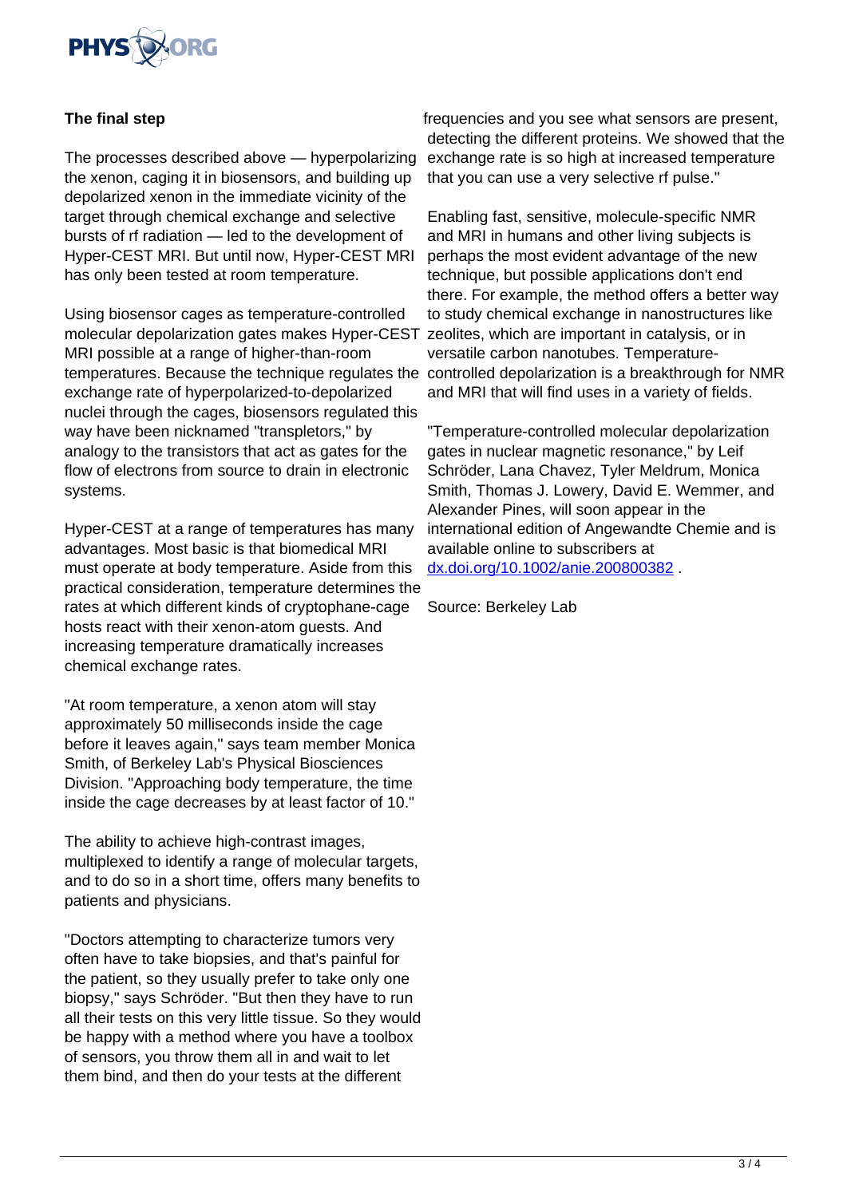**The final step**

The processes described above — hyperpolarizing the xenon, caging it in biosensors, and building up depolarized xenon in the immediate vicinity of the target through chemical exchange and selective bursts of rf radiation — led to the development of Hyper-CEST MRI. But until now, Hyper-CEST MRI has only been tested at room temperature.

Using biosensor cages as temperature-controlled molecular depolarization gates makes Hyper-CEST MRI possible at a range of higher-than-room temperatures. Because the technique regulates the exchange rate of hyperpolarized-to-depolarized nuclei through the cages, biosensors regulated this way have been nicknamed "transpletors," by analogy to the transistors that act as gates for the flow of electrons from source to drain in electronic systems.

Hyper-CEST at a range of temperatures has many advantages. Most basic is that biomedical MRI must operate at body temperature. Aside from this practical consideration, temperature determines the rates at which different kinds of cryptophane-cage hosts react with their xenon-atom guests. And increasing temperature dramatically increases chemical exchange rates.

"At room temperature, a xenon atom will stay approximately 50 milliseconds inside the cage before it leaves again," says team member Monica Smith, of Berkeley Lab's Physical Biosciences Division. "Approaching body temperature, the time inside the cage decreases by at least factor of 10."

The ability to achieve high-contrast images, multiplexed to identify a range of molecular targets, and to do so in a short time, offers many benefits to patients and physicians.

"Doctors attempting to characterize tumors very often have to take biopsies, and that's painful for the patient, so they usually prefer to take only one biopsy," says Schröder. "But then they have to run all their tests on this very little tissue. So they would be happy with a method where you have a toolbox of sensors, you throw them all in and wait to let them bind, and then do your tests at the different frequencies and you see what sensors are present, detecting the different proteins. We showed that the exchange rate is so high at increased temperature that you can use a very selective rf pulse."

Enabling fast, sensitive, molecule-specific NMR and MRI in humans and other living subjects is perhaps the most evident advantage of the new technique, but possible applications don't end there. For example, the method offers a better way to study chemical exchange in nanostructures like zeolites, which are important in catalysis, or in versatile carbon nanotubes. Temperature-controlled depolarization is a breakthrough for NMR and MRI that will find uses in a variety of fields.

"Temperature-controlled molecular depolarization gates in nuclear magnetic resonance," by Leif Schröder, Lana Chavez, Tyler Meldrum, Monica Smith, Thomas J. Lowery, David E. Wemmer, and Alexander Pines, will soon appear in the international edition of Angewandte Chemie and is available online to subscribers at dx.doi.org/10.1002/anie.200800382 .

Source: Berkeley Lab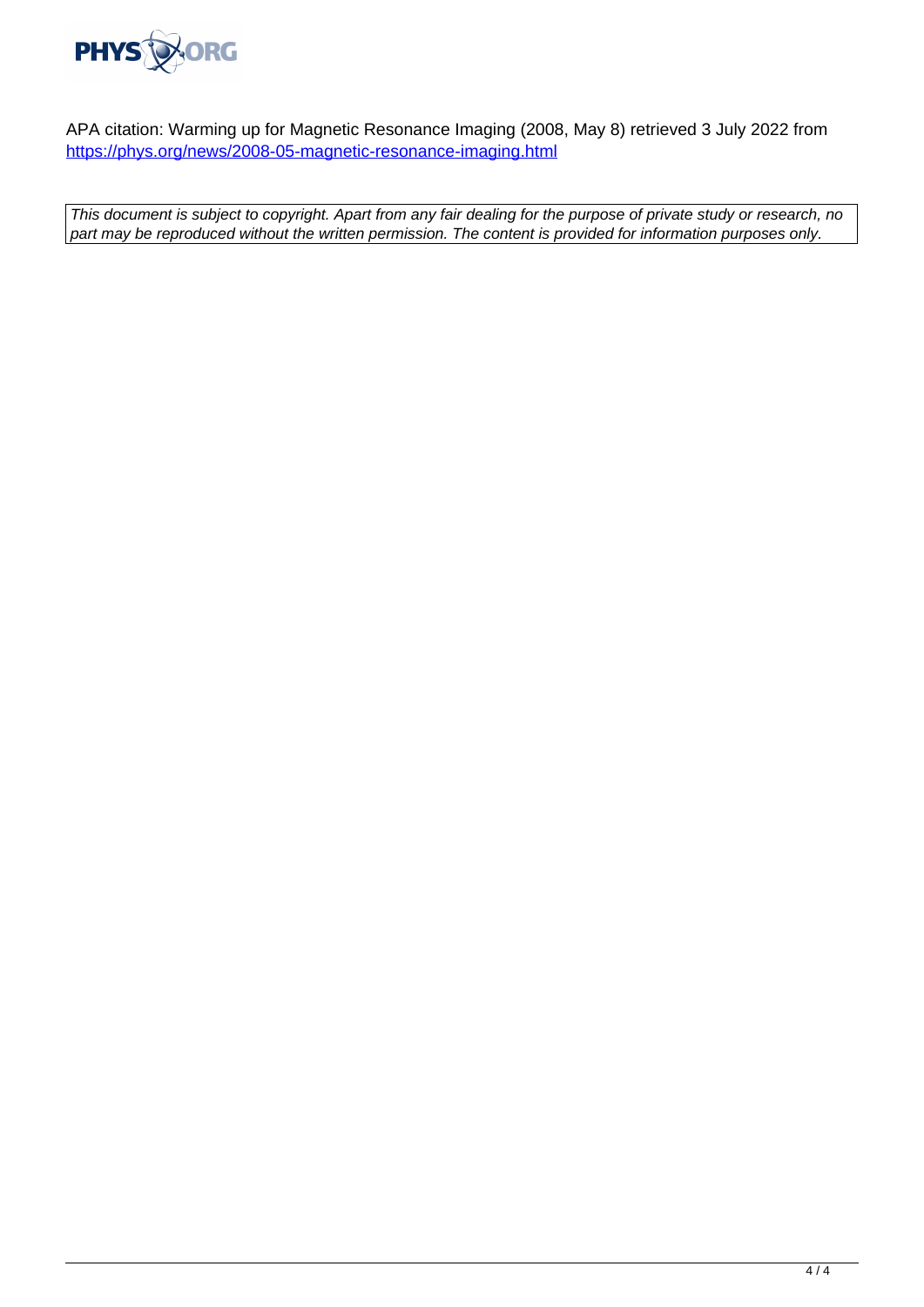APA citation: Warming up for Magnetic Resonance Imaging (2008, May 8) retrieved 3 July 2022 from https://phys.org/news/2008-05-magnetic-resonance-imaging.html

*This document is subject to copyright. Apart from any fair dealing for the purpose of private study or research, no part may be reproduced without the written permission. The content is provided for information purposes only.*